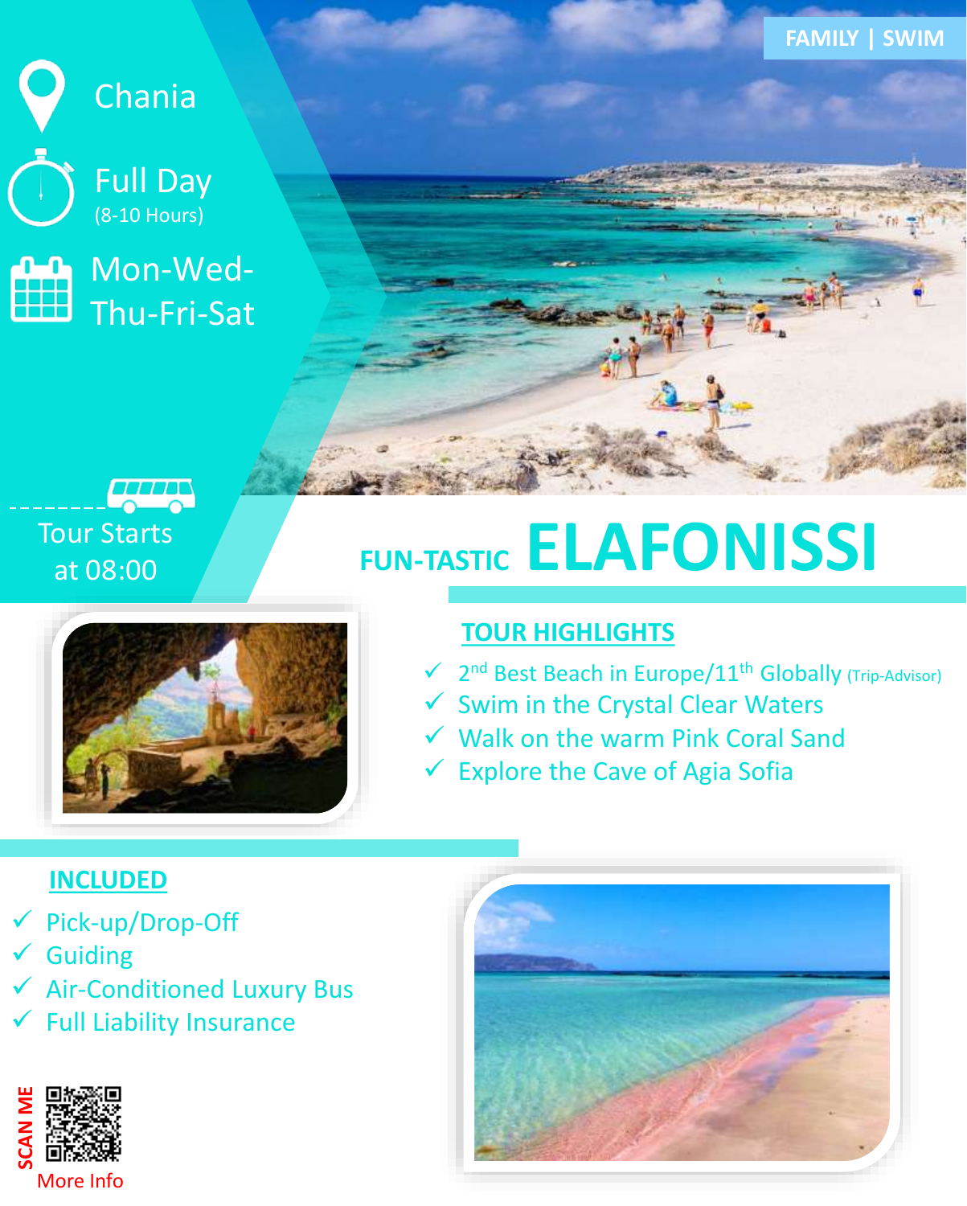FAMILY | SWIM

Chania

Full Day
(8-10 Hours)

Mon-Wed-Thu-Fri-Sat

Tour Starts at 08:00

# FUN-TASTIC ELAFONISSI

## TOUR HIGHLIGHTS

- ✓ 2nd Best Beach in Europe/11th Globally (Trip-Advisor)
- ✓ Swim in the Crystal Clear Waters
- ✓ Walk on the warm Pink Coral Sand
- ✓ Explore the Cave of Agia Sofia

## INCLUDED

- ✓ Pick-up/Drop-Off
- ✓ Guiding
- ✓ Air-Conditioned Luxury Bus
- ✓ Full Liability Insurance

SCAN ME
More Info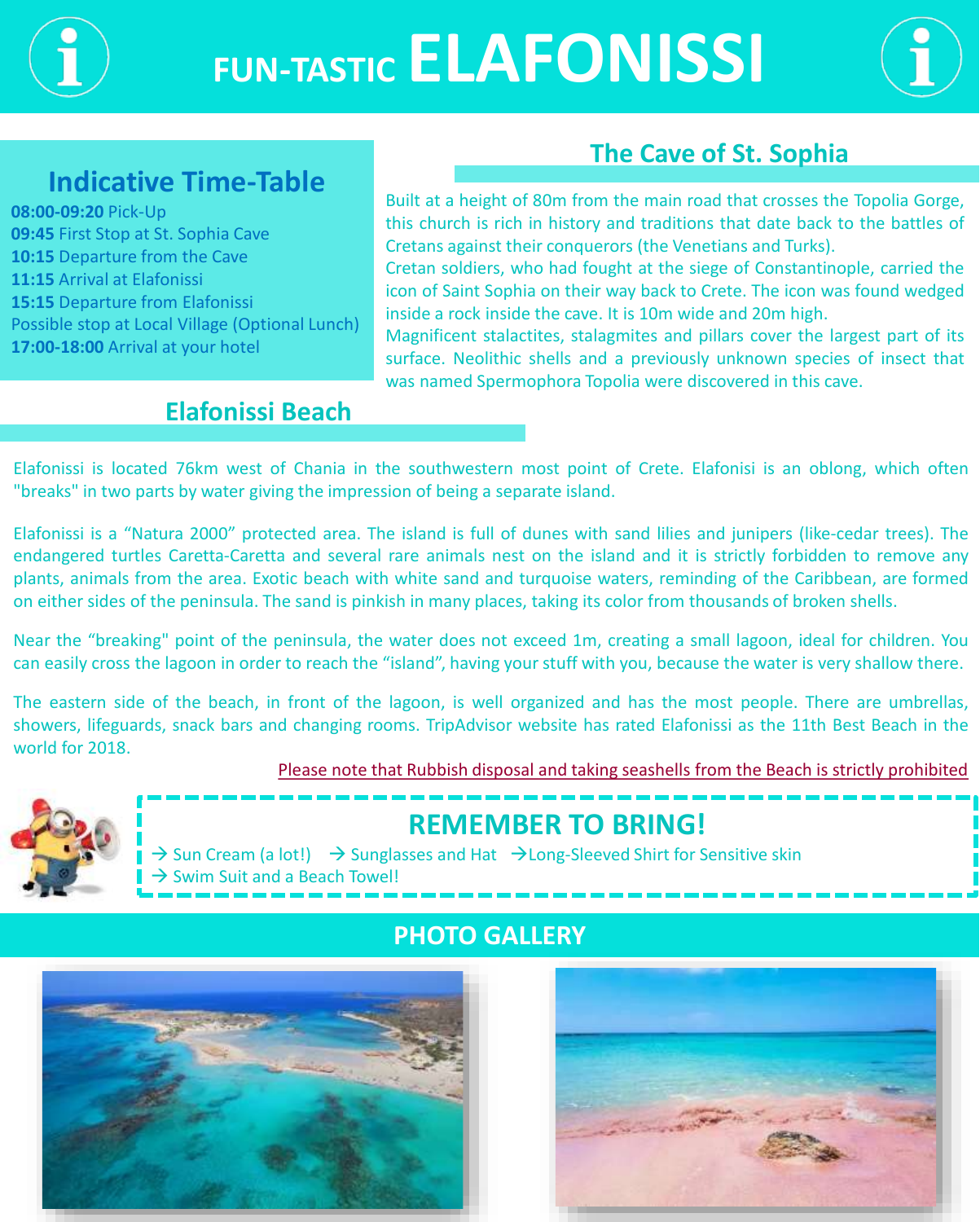# FUN-TASTIC ELAFONISSI

## Indicative Time-Table

**08:00-09:20** Pick-Up
**09:45** First Stop at St. Sophia Cave
**10:15** Departure from the Cave
**11:15** Arrival at Elafonissi
**15:15** Departure from Elafonissi
Possible stop at Local Village (Optional Lunch)
**17:00-18:00** Arrival at your hotel

## The Cave of St. Sophia

Built at a height of 80m from the main road that crosses the Topolia Gorge, this church is rich in history and traditions that date back to the battles of Cretans against their conquerors (the Venetians and Turks).
Cretan soldiers, who had fought at the siege of Constantinople, carried the icon of Saint Sophia on their way back to Crete. The icon was found wedged inside a rock inside the cave. It is 10m wide and 20m high.
Magnificent stalactites, stalagmites and pillars cover the largest part of its surface. Neolithic shells and a previously unknown species of insect that was named Spermophora Topolia were discovered in this cave.

## Elafonissi Beach

Elafonissi is located 76km west of Chania in the southwestern most point of Crete. Elafonisi is an oblong, which often "breaks" in two parts by water giving the impression of being a separate island.

Elafonissi is a "Natura 2000" protected area. The island is full of dunes with sand lilies and junipers (like-cedar trees). The endangered turtles Caretta-Caretta and several rare animals nest on the island and it is strictly forbidden to remove any plants, animals from the area. Exotic beach with white sand and turquoise waters, reminding of the Caribbean, are formed on either sides of the peninsula. The sand is pinkish in many places, taking its color from thousands of broken shells.

Near the "breaking" point of the peninsula, the water does not exceed 1m, creating a small lagoon, ideal for children. You can easily cross the lagoon in order to reach the "island", having your stuff with you, because the water is very shallow there.

The eastern side of the beach, in front of the lagoon, is well organized and has the most people. There are umbrellas, showers, lifeguards, snack bars and changing rooms. TripAdvisor website has rated Elafonissi as the 11th Best Beach in the world for 2018.

Please note that Rubbish disposal and taking seashells from the Beach is strictly prohibited

## REMEMBER TO BRING!

→ Sun Cream (a lot!) → Sunglasses and Hat → Long-Sleeved Shirt for Sensitive skin
→ Swim Suit and a Beach Towel!

## PHOTO GALLERY